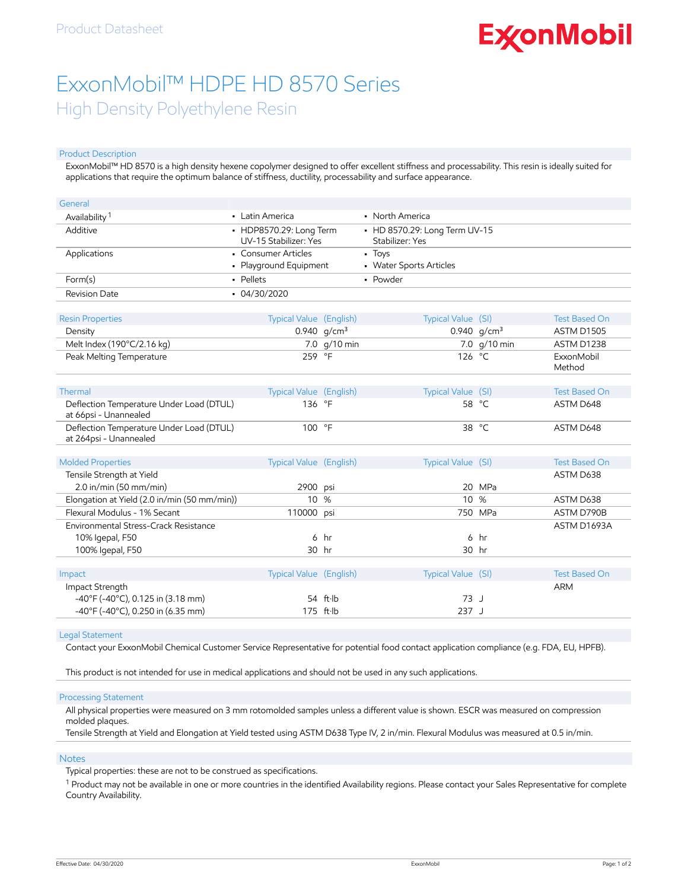Product Datasheet

# ExxonMobil™ HDPE HD 8570 Series

## High Density Polyethylene Resin

### Product Description

ExxonMobil™ HD 8570 is a high density hexene copolymer designed to offer excellent stiffness and processability. This resin is ideally suited for applications that require the optimum balance of stiffness, ductility, processability and surface appearance.

| General | | |
|---|---|---|
| Availability [1] | • Latin America | • North America |
| Additive | • HDP8570.29: Long Term UV-15 Stabilizer: Yes | • HD 8570.29: Long Term UV-15 Stabilizer: Yes |
| Applications | • Consumer Articles<br>• Playground Equipment | • Toys<br>• Water Sports Articles |
| Form(s) | • Pellets | • Powder |
| Revision Date | • 04/30/2020 | |

| Resin Properties | Typical Value (English) | | Typical Value (SI) | | Test Based On |
|---|---|---|---|---|---|
| Density | 0.940 | g/cm³ | 0.940 | g/cm³ | ASTM D1505 |
| Melt Index (190°C/2.16 kg) | 7.0 | g/10 min | 7.0 | g/10 min | ASTM D1238 |
| Peak Melting Temperature | 259 | °F | 126 | °C | ExxonMobil Method |

| Thermal | Typical Value (English) | | Typical Value (SI) | | Test Based On |
|---|---|---|---|---|---|
| Deflection Temperature Under Load (DTUL) at 66psi - Unannealed | 136 | °F | 58 | °C | ASTM D648 |
| Deflection Temperature Under Load (DTUL) at 264psi - Unannealed | 100 | °F | 38 | °C | ASTM D648 |

| Molded Properties | Typical Value (English) | | Typical Value (SI) | | Test Based On |
|---|---|---|---|---|---|
| Tensile Strength at Yield | | | | | ASTM D638 |
| 2.0 in/min (50 mm/min) | 2900 | psi | 20 | MPa | |
| Elongation at Yield (2.0 in/min (50 mm/min)) | 10 | % | 10 | % | ASTM D638 |
| Flexural Modulus - 1% Secant | 110000 | psi | 750 | MPa | ASTM D790B |
| Environmental Stress-Crack Resistance | | | | | ASTM D1693A |
| 10% Igepal, F50 | 6 | hr | 6 | hr | |
| 100% Igepal, F50 | 30 | hr | 30 | hr | |

| Impact | Typical Value (English) | | Typical Value (SI) | | Test Based On |
|---|---|---|---|---|---|
| Impact Strength | | | | | ARM |
| -40°F (-40°C), 0.125 in (3.18 mm) | 54 | ft·lb | 73 | J | |
| -40°F (-40°C), 0.250 in (6.35 mm) | 175 | ft·lb | 237 | J | |

### Legal Statement

Contact your ExxonMobil Chemical Customer Service Representative for potential food contact application compliance (e.g. FDA, EU, HPFB).

This product is not intended for use in medical applications and should not be used in any such applications.

### Processing Statement

All physical properties were measured on 3 mm rotomolded samples unless a different value is shown. ESCR was measured on compression molded plaques.

Tensile Strength at Yield and Elongation at Yield tested using ASTM D638 Type IV, 2 in/min. Flexural Modulus was measured at 0.5 in/min.

### Notes

Typical properties: these are not to be construed as specifications.

[1] Product may not be available in one or more countries in the identified Availability regions. Please contact your Sales Representative for complete Country Availability.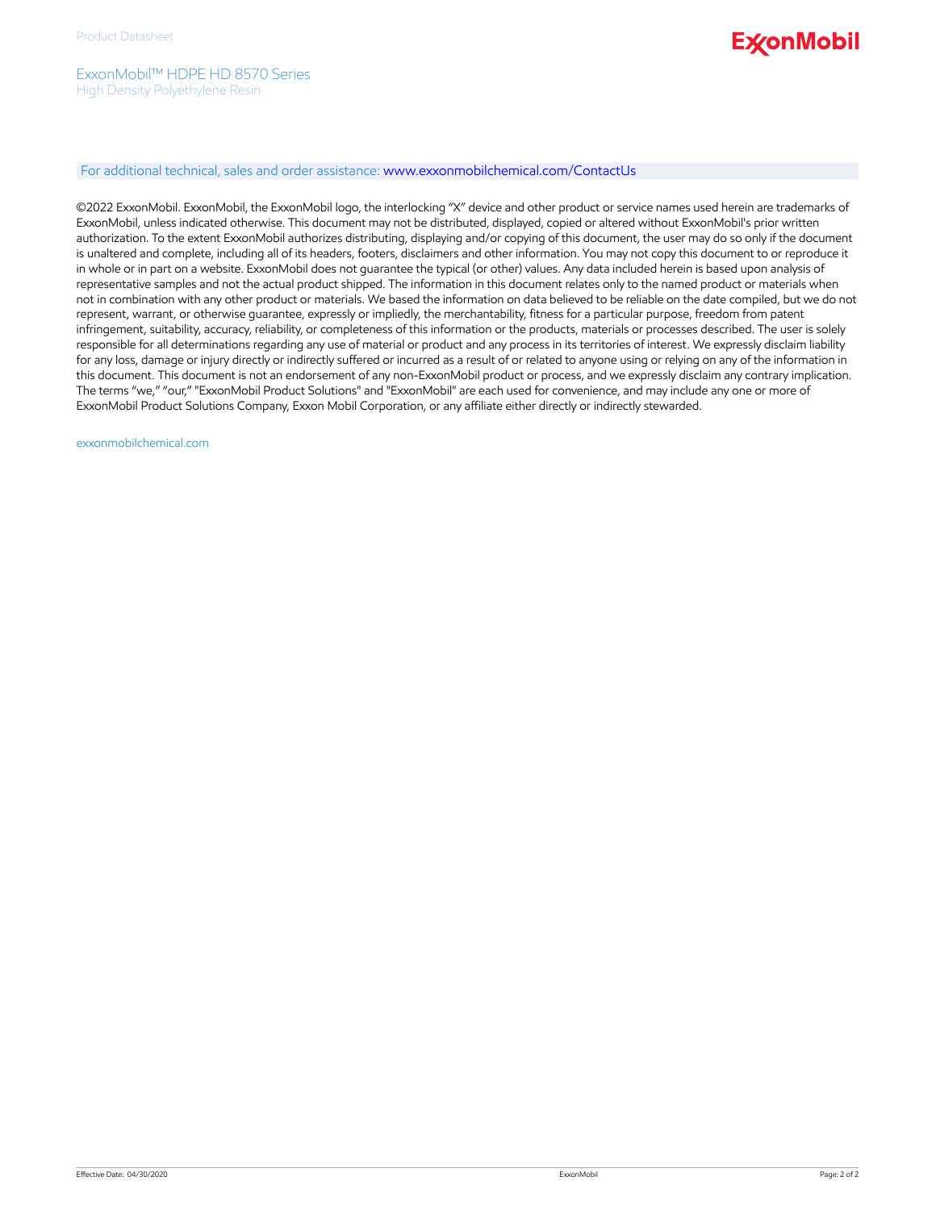For additional technical, sales and order assistance: www.exxonmobilchemical.com/ContactUs

©2022 ExxonMobil. ExxonMobil, the ExxonMobil logo, the interlocking "X" device and other product or service names used herein are trademarks of ExxonMobil, unless indicated otherwise. This document may not be distributed, displayed, copied or altered without ExxonMobil's prior written authorization. To the extent ExxonMobil authorizes distributing, displaying and/or copying of this document, the user may do so only if the document is unaltered and complete, including all of its headers, footers, disclaimers and other information. You may not copy this document to or reproduce it in whole or in part on a website. ExxonMobil does not guarantee the typical (or other) values. Any data included herein is based upon analysis of representative samples and not the actual product shipped. The information in this document relates only to the named product or materials when not in combination with any other product or materials. We based the information on data believed to be reliable on the date compiled, but we do not represent, warrant, or otherwise guarantee, expressly or impliedly, the merchantability, fitness for a particular purpose, freedom from patent infringement, suitability, accuracy, reliability, or completeness of this information or the products, materials or processes described. The user is solely responsible for all determinations regarding any use of material or product and any process in its territories of interest. We expressly disclaim liability for any loss, damage or injury directly or indirectly suffered or incurred as a result of or related to anyone using or relying on any of the information in this document. This document is not an endorsement of any non-ExxonMobil product or process, and we expressly disclaim any contrary implication. The terms "we," "our," "ExxonMobil Product Solutions" and "ExxonMobil" are each used for convenience, and may include any one or more of ExxonMobil Product Solutions Company, Exxon Mobil Corporation, or any affiliate either directly or indirectly stewarded.

exxonmobilchemical.com